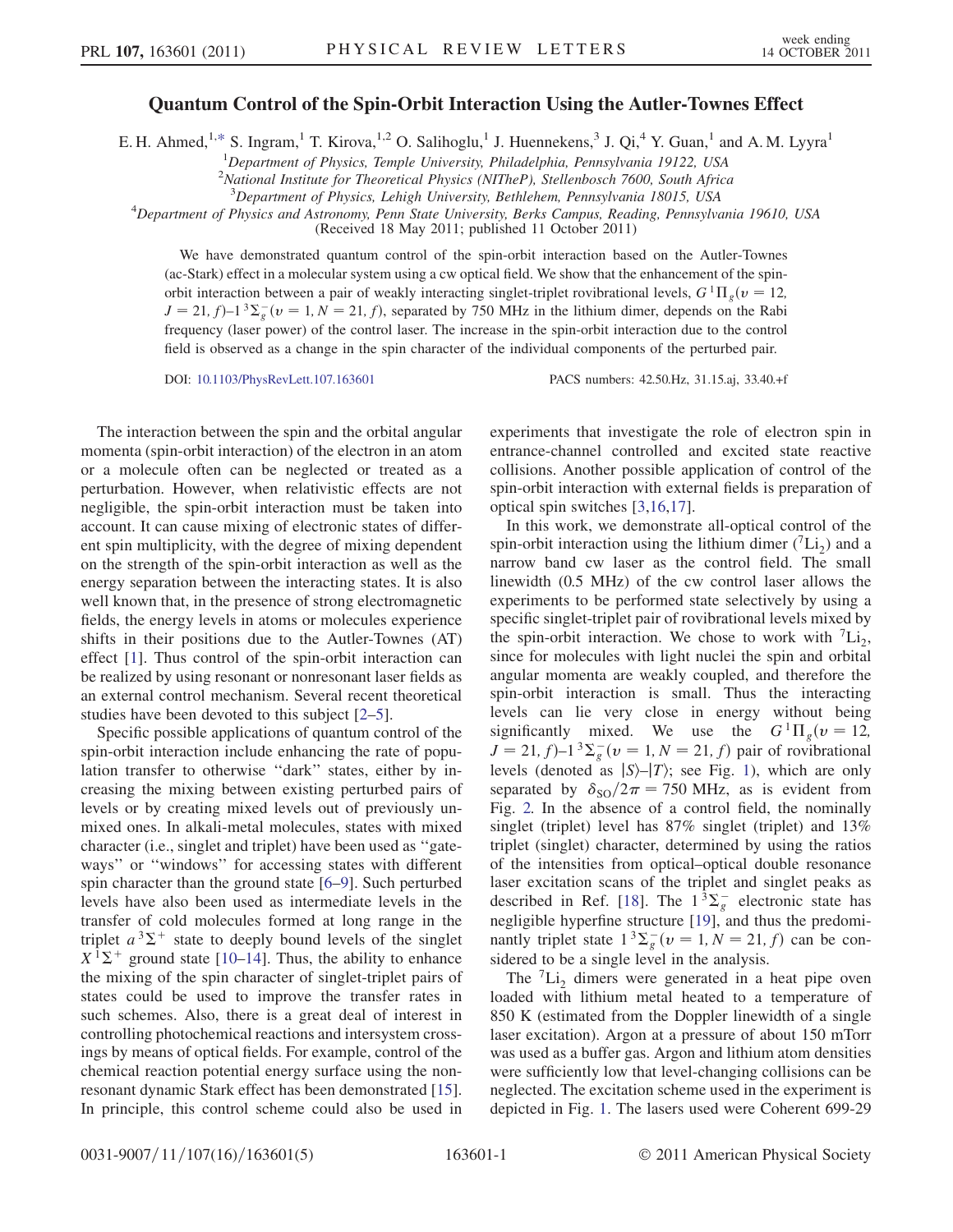# Quantum Control of the Spin-Orbit Interaction Using the Autler-Townes Effect

E. H. Ahmed,[1,*] S. Ingram,[1] T. Kirova,[1,2] O. Salihoglu,[1] J. Huennekens,[3] J. Qi,[4] Y. Guan,[1] and A. M. Lyyra[1]

[1]Department of Physics, Temple University, Philadelphia, Pennsylvania 19122, USA

[2]National Institute for Theoretical Physics (NITheP), Stellenbosch 7600, South Africa

[3]Department of Physics, Lehigh University, Bethlehem, Pennsylvania 18015, USA

[4]Department of Physics and Astronomy, Penn State University, Berks Campus, Reading, Pennsylvania 19610, USA

(Received 18 May 2011; published 11 October 2011)

We have demonstrated quantum control of the spin-orbit interaction based on the Autler-Townes (ac-Stark) effect in a molecular system using a cw optical field. We show that the enhancement of the spin-orbit interaction between a pair of weakly interacting singlet-triplet rovibrational levels, $G\,^1\Pi_g(v = 12, J = 21, f)$–$1\,^3\Sigma_g^-(v = 1, N = 21, f)$, separated by 750 MHz in the lithium dimer, depends on the Rabi frequency (laser power) of the control laser. The increase in the spin-orbit interaction due to the control field is observed as a change in the spin character of the individual components of the perturbed pair.

DOI: 10.1103/PhysRevLett.107.163601 PACS numbers: 42.50.Hz, 31.15.aj, 33.40.+f

The interaction between the spin and the orbital angular momenta (spin-orbit interaction) of the electron in an atom or a molecule often can be neglected or treated as a perturbation. However, when relativistic effects are not negligible, the spin-orbit interaction must be taken into account. It can cause mixing of electronic states of different spin multiplicity, with the degree of mixing dependent on the strength of the spin-orbit interaction as well as the energy separation between the interacting states. It is also well known that, in the presence of strong electromagnetic fields, the energy levels in atoms or molecules experience shifts in their positions due to the Autler-Townes (AT) effect [1]. Thus control of the spin-orbit interaction can be realized by using resonant or nonresonant laser fields as an external control mechanism. Several recent theoretical studies have been devoted to this subject [2–5].

Specific possible applications of quantum control of the spin-orbit interaction include enhancing the rate of population transfer to otherwise "dark" states, either by increasing the mixing between existing perturbed pairs of levels or by creating mixed levels out of previously unmixed ones. In alkali-metal molecules, states with mixed character (i.e., singlet and triplet) have been used as "gateways" or "windows" for accessing states with different spin character than the ground state [6–9]. Such perturbed levels have also been used as intermediate levels in the transfer of cold molecules formed at long range in the triplet $a\,^3\Sigma^+$ state to deeply bound levels of the singlet $X\,^1\Sigma^+$ ground state [10–14]. Thus, the ability to enhance the mixing of the spin character of singlet-triplet pairs of states could be used to improve the transfer rates in such schemes. Also, there is a great deal of interest in controlling photochemical reactions and intersystem crossings by means of optical fields. For example, control of the chemical reaction potential energy surface using the nonresonant dynamic Stark effect has been demonstrated [15]. In principle, this control scheme could also be used in experiments that investigate the role of electron spin in entrance-channel controlled and excited state reactive collisions. Another possible application of control of the spin-orbit interaction with external fields is preparation of optical spin switches [3,16,17].

In this work, we demonstrate all-optical control of the spin-orbit interaction using the lithium dimer ($^7Li_2$) and a narrow band cw laser as the control field. The small linewidth (0.5 MHz) of the cw control laser allows the experiments to be performed state selectively by using a specific singlet-triplet pair of rovibrational levels mixed by the spin-orbit interaction. We chose to work with $^7Li_2$, since for molecules with light nuclei the spin and orbital angular momenta are weakly coupled, and therefore the spin-orbit interaction is small. Thus the interacting levels can lie very close in energy without being significantly mixed. We use the $G\,^1\Pi_g(v = 12, J = 21, f)$–$1\,^3\Sigma_g^-(v = 1, N = 21, f)$ pair of rovibrational levels (denoted as $|S\rangle$–$|T\rangle$; see Fig. 1), which are only separated by $\delta_{SO}/2\pi = 750$ MHz, as is evident from Fig. 2. In the absence of a control field, the nominally singlet (triplet) level has 87% singlet (triplet) and 13% triplet (singlet) character, determined by using the ratios of the intensities from optical–optical double resonance laser excitation scans of the triplet and singlet peaks as described in Ref. [18]. The $1\,^3\Sigma_g^-$ electronic state has negligible hyperfine structure [19], and thus the predominantly triplet state $1\,^3\Sigma_g^-(v = 1, N = 21, f)$ can be considered to be a single level in the analysis.

The $^7Li_2$ dimers were generated in a heat pipe oven loaded with lithium metal heated to a temperature of 850 K (estimated from the Doppler linewidth of a single laser excitation). Argon at a pressure of about 150 mTorr was used as a buffer gas. Argon and lithium atom densities were sufficiently low that level-changing collisions can be neglected. The excitation scheme used in the experiment is depicted in Fig. 1. The lasers used were Coherent 699-29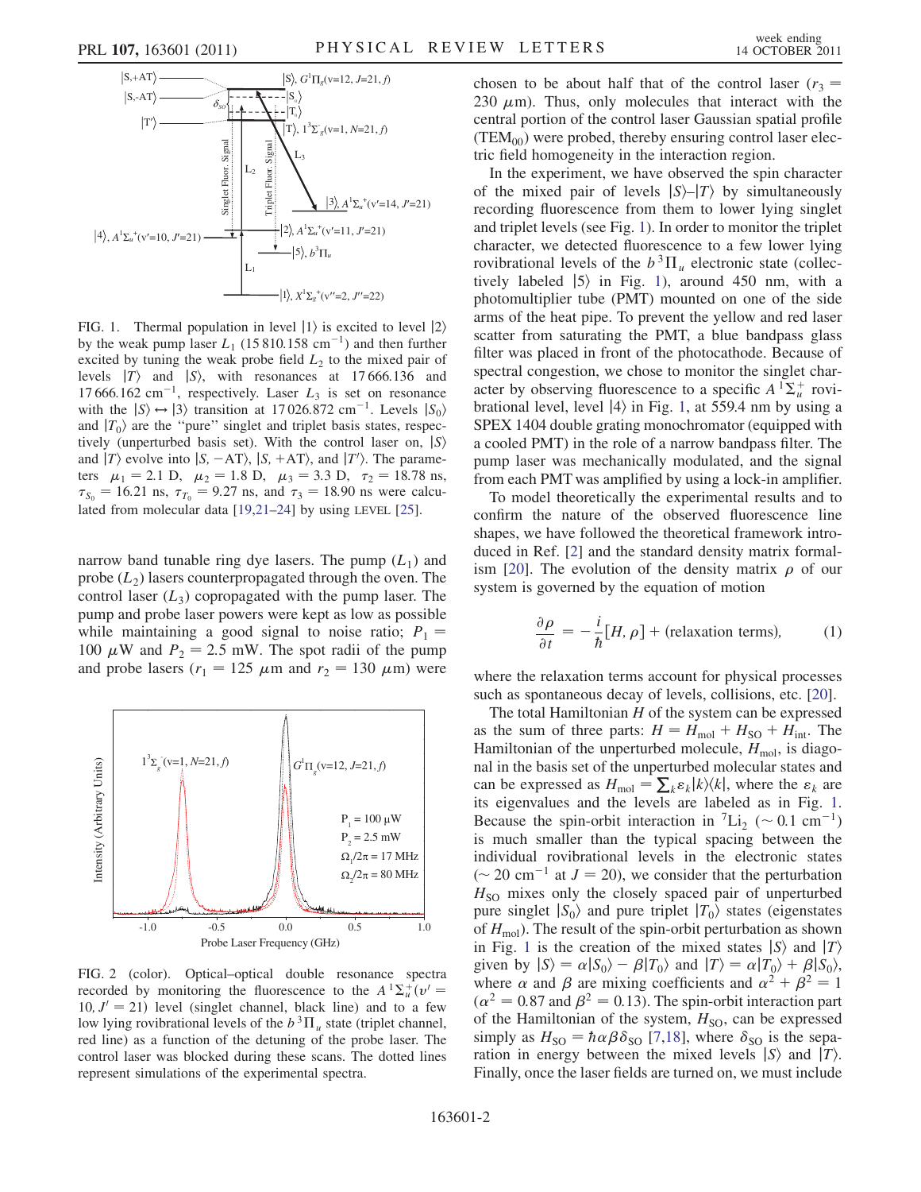FIG. 1. Thermal population in level $|1\rangle$ is excited to level $|2\rangle$ by the weak pump laser $L_1$ (15 810.158 cm$^{-1}$) and then further excited by tuning the weak probe field $L_2$ to the mixed pair of levels $|T\rangle$ and $|S\rangle$, with resonances at 17 666.136 and 17 666.162 cm$^{-1}$, respectively. Laser $L_3$ is set on resonance with the $|S\rangle \leftrightarrow |3\rangle$ transition at 17 026.872 cm$^{-1}$. Levels $|S_0\rangle$ and $|T_0\rangle$ are the "pure" singlet and triplet basis states, respectively (unperturbed basis set). With the control laser on, $|S\rangle$ and $|T\rangle$ evolve into $|S, -\mathrm{AT}\rangle$, $|S, +\mathrm{AT}\rangle$, and $|T'\rangle$. The parameters $\mu_1 = 2.1$ D, $\mu_2 = 1.8$ D, $\mu_3 = 3.3$ D, $\tau_2 = 18.78$ ns, $\tau_{S_0} = 16.21$ ns, $\tau_{T_0} = 9.27$ ns, and $\tau_3 = 18.90$ ns were calculated from molecular data [19,21–24] by using LEVEL [25].

narrow band tunable ring dye lasers. The pump ($L_1$) and probe ($L_2$) lasers counterpropagated through the oven. The control laser ($L_3$) copropagated with the pump laser. The pump and probe laser powers were kept as low as possible while maintaining a good signal to noise ratio; $P_1 = 100$ $\mu$W and $P_2 = 2.5$ mW. The spot radii of the pump and probe lasers ($r_1 = 125$ $\mu$m and $r_2 = 130$ $\mu$m) were chosen to be about half that of the control laser ($r_3 = 230$ $\mu$m). Thus, only molecules that interact with the central portion of the control laser Gaussian spatial profile ($\mathrm{TEM}_{00}$) were probed, thereby ensuring control laser electric field homogeneity in the interaction region.

FIG. 2 (color). Optical–optical double resonance spectra recorded by monitoring the fluorescence to the $A\,^1\Sigma_u^+(v' = 10, J' = 21)$ level (singlet channel, black line) and to a few low lying rovibrational levels of the $b\,^3\Pi_u$ state (triplet channel, red line) as a function of the detuning of the probe laser. The control laser was blocked during these scans. The dotted lines represent simulations of the experimental spectra.

In the experiment, we have observed the spin character of the mixed pair of levels $|S\rangle$–$|T\rangle$ by simultaneously recording fluorescence from them to lower lying singlet and triplet levels (see Fig. 1). In order to monitor the triplet character, we detected fluorescence to a few lower lying rovibrational levels of the $b\,^3\Pi_u$ electronic state (collectively labeled $|5\rangle$ in Fig. 1), around 450 nm, with a photomultiplier tube (PMT) mounted on one of the side arms of the heat pipe. To prevent the yellow and red laser scatter from saturating the PMT, a blue bandpass glass filter was placed in front of the photocathode. Because of spectral congestion, we chose to monitor the singlet character by observing fluorescence to a specific $A\,^1\Sigma_u^+$ rovibrational level, level $|4\rangle$ in Fig. 1, at 559.4 nm by using a SPEX 1404 double grating monochromator (equipped with a cooled PMT) in the role of a narrow bandpass filter. The pump laser was mechanically modulated, and the signal from each PMT was amplified by using a lock-in amplifier.

To model theoretically the experimental results and to confirm the nature of the observed fluorescence line shapes, we have followed the theoretical framework introduced in Ref. [2] and the standard density matrix formalism [20]. The evolution of the density matrix $\rho$ of our system is governed by the equation of motion

$$\frac{\partial \rho}{\partial t} = -\frac{i}{\hbar}[H, \rho] + (\text{relaxation terms}), \qquad (1)$$

where the relaxation terms account for physical processes such as spontaneous decay of levels, collisions, etc. [20].

The total Hamiltonian $H$ of the system can be expressed as the sum of three parts: $H = H_{\mathrm{mol}} + H_{\mathrm{SO}} + H_{\mathrm{int}}$. The Hamiltonian of the unperturbed molecule, $H_{\mathrm{mol}}$, is diagonal in the basis set of the unperturbed molecular states and can be expressed as $H_{\mathrm{mol}} = \sum_k \varepsilon_k |k\rangle\langle k|$, where the $\varepsilon_k$ are its eigenvalues and the levels are labeled as in Fig. 1. Because the spin-orbit interaction in $^7\mathrm{Li}_2$ ($\sim 0.1$ cm$^{-1}$) is much smaller than the typical spacing between the individual rovibrational levels in the electronic states ($\sim 20$ cm$^{-1}$ at $J = 20$), we consider that the perturbation $H_{\mathrm{SO}}$ mixes only the closely spaced pair of unperturbed pure singlet $|S_0\rangle$ and pure triplet $|T_0\rangle$ states (eigenstates of $H_{\mathrm{mol}}$). The result of the spin-orbit perturbation as shown in Fig. 1 is the creation of the mixed states $|S\rangle$ and $|T\rangle$ given by $|S\rangle = \alpha|S_0\rangle - \beta|T_0\rangle$ and $|T\rangle = \alpha|T_0\rangle + \beta|S_0\rangle$, where $\alpha$ and $\beta$ are mixing coefficients and $\alpha^2 + \beta^2 = 1$ ($\alpha^2 = 0.87$ and $\beta^2 = 0.13$). The spin-orbit interaction part of the Hamiltonian of the system, $H_{\mathrm{SO}}$, can be expressed simply as $H_{\mathrm{SO}} = \hbar\alpha\beta\delta_{\mathrm{SO}}$ [7,18], where $\delta_{\mathrm{SO}}$ is the separation in energy between the mixed levels $|S\rangle$ and $|T\rangle$. Finally, once the laser fields are turned on, we must include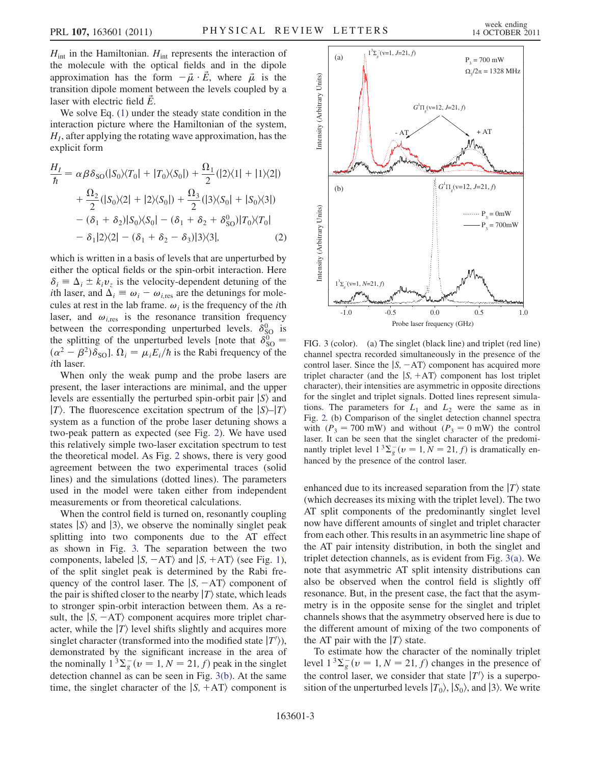$H_{\rm int}$ in the Hamiltonian. $H_{\rm int}$ represents the interaction of the molecule with the optical fields and in the dipole approximation has the form $-\vec{\mu}\cdot\vec{E}$, where $\vec{\mu}$ is the transition dipole moment between the levels coupled by a laser with electric field $\vec{E}$.

We solve Eq. (1) under the steady state condition in the interaction picture where the Hamiltonian of the system, $H_I$, after applying the rotating wave approximation, has the explicit form

$$
\begin{aligned}
\frac{H_I}{\hbar} = {} & \alpha\beta\delta_{\rm SO}(|S_0\rangle\langle T_0| + |T_0\rangle\langle S_0|) + \frac{\Omega_1}{2}(|2\rangle\langle 1| + |1\rangle\langle 2|) \\
& + \frac{\Omega_2}{2}(|S_0\rangle\langle 2| + |2\rangle\langle S_0|) + \frac{\Omega_3}{2}(|3\rangle\langle S_0| + |S_0\rangle\langle 3|) \\
& - (\delta_1+\delta_2)|S_0\rangle\langle S_0| - (\delta_1+\delta_2+\delta^0_{\rm SO})|T_0\rangle\langle T_0| \\
& - \delta_1|2\rangle\langle 2| - (\delta_1+\delta_2-\delta_3)|3\rangle\langle 3|,
\end{aligned} \tag{2}
$$

which is written in a basis of levels that are unperturbed by either the optical fields or the spin-orbit interaction. Here $\delta_i \equiv \Delta_i \pm k_i v_z$ is the velocity-dependent detuning of the $i$th laser, and $\Delta_i \equiv \omega_i - \omega_{i,\rm res}$ are the detunings for molecules at rest in the lab frame. $\omega_i$ is the frequency of the $i$th laser, and $\omega_{i,\rm res}$ is the resonance transition frequency between the corresponding unperturbed levels. $\delta^0_{\rm SO}$ is the splitting of the unperturbed levels [note that $\delta^0_{\rm SO} = (\alpha^2-\beta^2)\delta_{\rm SO}$]. $\Omega_i = \mu_i E_i/\hbar$ is the Rabi frequency of the $i$th laser.

When only the weak pump and the probe lasers are present, the laser interactions are minimal, and the upper levels are essentially the perturbed spin-orbit pair $|S\rangle$ and $|T\rangle$. The fluorescence excitation spectrum of the $|S\rangle$–$|T\rangle$ system as a function of the probe laser detuning shows a two-peak pattern as expected (see Fig. 2). We have used this relatively simple two-laser excitation spectrum to test the theoretical model. As Fig. 2 shows, there is very good agreement between the two experimental traces (solid lines) and the simulations (dotted lines). The parameters used in the model were taken either from independent measurements or from theoretical calculations.

When the control field is turned on, resonantly coupling states $|S\rangle$ and $|3\rangle$, we observe the nominally singlet peak splitting into two components due to the AT effect as shown in Fig. 3. The separation between the two components, labeled $|S, -{\rm AT}\rangle$ and $|S, +{\rm AT}\rangle$ (see Fig. 1), of the split singlet peak is determined by the Rabi frequency of the control laser. The $|S, -{\rm AT}\rangle$ component of the pair is shifted closer to the nearby $|T\rangle$ state, which leads to stronger spin-orbit interaction between them. As a result, the $|S, -{\rm AT}\rangle$ component acquires more triplet character, while the $|T\rangle$ level shifts slightly and acquires more singlet character (transformed into the modified state $|T'\rangle$), demonstrated by the significant increase in the area of the nominally $1\,^3\Sigma_g^-(v=1, N=21, f)$ peak in the singlet detection channel as can be seen in Fig. 3(b). At the same time, the singlet character of the $|S, +{\rm AT}\rangle$ component is enhanced due to its increased separation from the $|T\rangle$ state (which decreases its mixing with the triplet level). The two AT split components of the predominantly singlet level now have different amounts of singlet and triplet character from each other. This results in an asymmetric line shape of the AT pair intensity distribution, in both the singlet and triplet detection channels, as is evident from Fig. 3(a). We note that asymmetric AT split intensity distributions can also be observed when the control field is slightly off resonance. But, in the present case, the fact that the asymmetry is in the opposite sense for the singlet and triplet channels shows that the asymmetry observed here is due to the different amount of mixing of the two components of the AT pair with the $|T\rangle$ state.

FIG. 3 (color). (a) The singlet (black line) and triplet (red line) channel spectra recorded simultaneously in the presence of the control laser. Since the $|S, -{\rm AT}\rangle$ component has acquired more triplet character (and the $|S, +{\rm AT}\rangle$ component has lost triplet character), their intensities are asymmetric in opposite directions for the singlet and triplet signals. Dotted lines represent simulations. The parameters for $L_1$ and $L_2$ were the same as in Fig. 2. (b) Comparison of the singlet detection channel spectra with ($P_3 = 700$ mW) and without ($P_3 = 0$ mW) the control laser. It can be seen that the singlet character of the predominantly triplet level $1\,^3\Sigma_g^-(v=1, N=21, f)$ is dramatically enhanced by the presence of the control laser.

To estimate how the character of the nominally triplet level $1\,^3\Sigma_g^-(v=1, N=21, f)$ changes in the presence of the control laser, we consider that state $|T'\rangle$ is a superposition of the unperturbed levels $|T_0\rangle$, $|S_0\rangle$, and $|3\rangle$. We write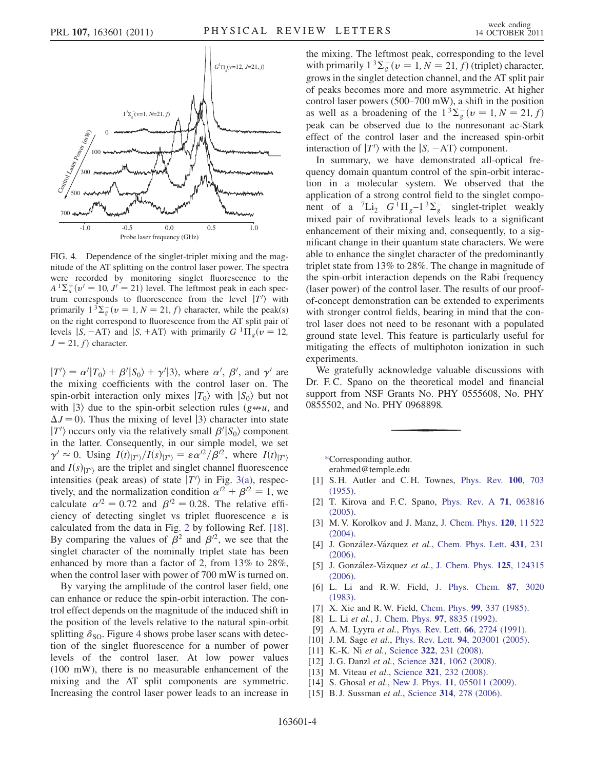FIG. 4. Dependence of the singlet-triplet mixing and the magnitude of the AT splitting on the control laser power. The spectra were recorded by monitoring singlet fluorescence to the $A\,^1\Sigma_u^+(v' = 10, J' = 21)$ level. The leftmost peak in each spectrum corresponds to fluorescence from the level $|T'\rangle$ with primarily $1\,^3\Sigma_g^-(v = 1, N = 21, f)$ character, while the peak(s) on the right correspond to fluorescence from the AT split pair of levels $|S, -\mathrm{AT}\rangle$ and $|S, +\mathrm{AT}\rangle$ with primarily $G\,^1\Pi_g(v = 12, J = 21, f)$ character.

$|T'\rangle = \alpha'|T_0\rangle + \beta'|S_0\rangle + \gamma'|3\rangle$, where $\alpha'$, $\beta'$, and $\gamma'$ are the mixing coefficients with the control laser on. The spin-orbit interaction only mixes $|T_0\rangle$ with $|S_0\rangle$ but not with $|3\rangle$ due to the spin-orbit selection rules ($g \nleftrightarrow u$, and $\Delta J = 0$). Thus the mixing of level $|3\rangle$ character into state $|T'\rangle$ occurs only via the relatively small $\beta'|S_0\rangle$ component in the latter. Consequently, in our simple model, we set $\gamma' \approx 0$. Using $I(t)_{|T'\rangle}/I(s)_{|T'\rangle} = \varepsilon\alpha'^2/\beta'^2$, where $I(t)_{|T'\rangle}$ and $I(s)_{|T'\rangle}$ are the triplet and singlet channel fluorescence intensities (peak areas) of state $|T'\rangle$ in Fig. 3(a), respectively, and the normalization condition $\alpha'^2 + \beta'^2 = 1$, we calculate $\alpha'^2 = 0.72$ and $\beta'^2 = 0.28$. The relative efficiency of detecting singlet vs triplet fluorescence $\varepsilon$ is calculated from the data in Fig. 2 by following Ref. [18]. By comparing the values of $\beta^2$ and $\beta'^2$, we see that the singlet character of the nominally triplet state has been enhanced by more than a factor of 2, from 13% to 28%, when the control laser with power of 700 mW is turned on.

By varying the amplitude of the control laser field, one can enhance or reduce the spin-orbit interaction. The control effect depends on the magnitude of the induced shift in the position of the levels relative to the natural spin-orbit splitting $\delta_{\mathrm{SO}}$. Figure 4 shows probe laser scans with detection of the singlet fluorescence for a number of power levels of the control laser. At low power values (100 mW), there is no measurable enhancement of the mixing and the AT split components are symmetric. Increasing the control laser power leads to an increase in the mixing. The leftmost peak, corresponding to the level with primarily $1\,^3\Sigma_g^-(v = 1, N = 21, f)$ (triplet) character, grows in the singlet detection channel, and the AT split pair of peaks becomes more and more asymmetric. At higher control laser powers (500–700 mW), a shift in the position as well as a broadening of the $1\,^3\Sigma_g^-(v = 1, N = 21, f)$ peak can be observed due to the nonresonant ac-Stark effect of the control laser and the increased spin-orbit interaction of $|T'\rangle$ with the $|S, -\mathrm{AT}\rangle$ component.

In summary, we have demonstrated all-optical frequency domain quantum control of the spin-orbit interaction in a molecular system. We observed that the application of a strong control field to the singlet component of a $^7\mathrm{Li}_2$ $G\,^1\Pi_g$–$1\,^3\Sigma_g^-$ singlet-triplet weakly mixed pair of rovibrational levels leads to a significant enhancement of their mixing and, consequently, to a significant change in their quantum state characters. We were able to enhance the singlet character of the predominantly triplet state from 13% to 28%. The change in magnitude of the spin-orbit interaction depends on the Rabi frequency (laser power) of the control laser. The results of our proof-of-concept demonstration can be extended to experiments with stronger control fields, bearing in mind that the control laser does not need to be resonant with a populated ground state level. This feature is particularly useful for mitigating the effects of multiphoton ionization in such experiments.

We gratefully acknowledge valuable discussions with Dr. F. C. Spano on the theoretical model and financial support from NSF Grants No. PHY 0555608, No. PHY 0855502, and No. PHY 0968898.

*Corresponding author.
erahmed@temple.edu

[1] S. H. Autler and C. H. Townes, Phys. Rev. **100**, 703 (1955).
[2] T. Kirova and F. C. Spano, Phys. Rev. A **71**, 063816 (2005).
[3] M. V. Korolkov and J. Manz, J. Chem. Phys. **120**, 11 522 (2004).
[4] J. González-Vázquez *et al.*, Chem. Phys. Lett. **431**, 231 (2006).
[5] J. González-Vázquez *et al.*, J. Chem. Phys. **125**, 124315 (2006).
[6] L. Li and R. W. Field, J. Phys. Chem. **87**, 3020 (1983).
[7] X. Xie and R. W. Field, Chem. Phys. **99**, 337 (1985).
[8] L. Li *et al.*, J. Chem. Phys. **97**, 8835 (1992).
[9] A. M. Lyyra *et al.*, Phys. Rev. Lett. **66**, 2724 (1991).
[10] J. M. Sage *et al.*, Phys. Rev. Lett. **94**, 203001 (2005).
[11] K.-K. Ni *et al.*, Science **322**, 231 (2008).
[12] J. G. Danzl *et al.*, Science **321**, 1062 (2008).
[13] M. Viteau *et al.*, Science **321**, 232 (2008).
[14] S. Ghosal *et al.*, New J. Phys. **11**, 055011 (2009).
[15] B. J. Sussman *et al.*, Science **314**, 278 (2006).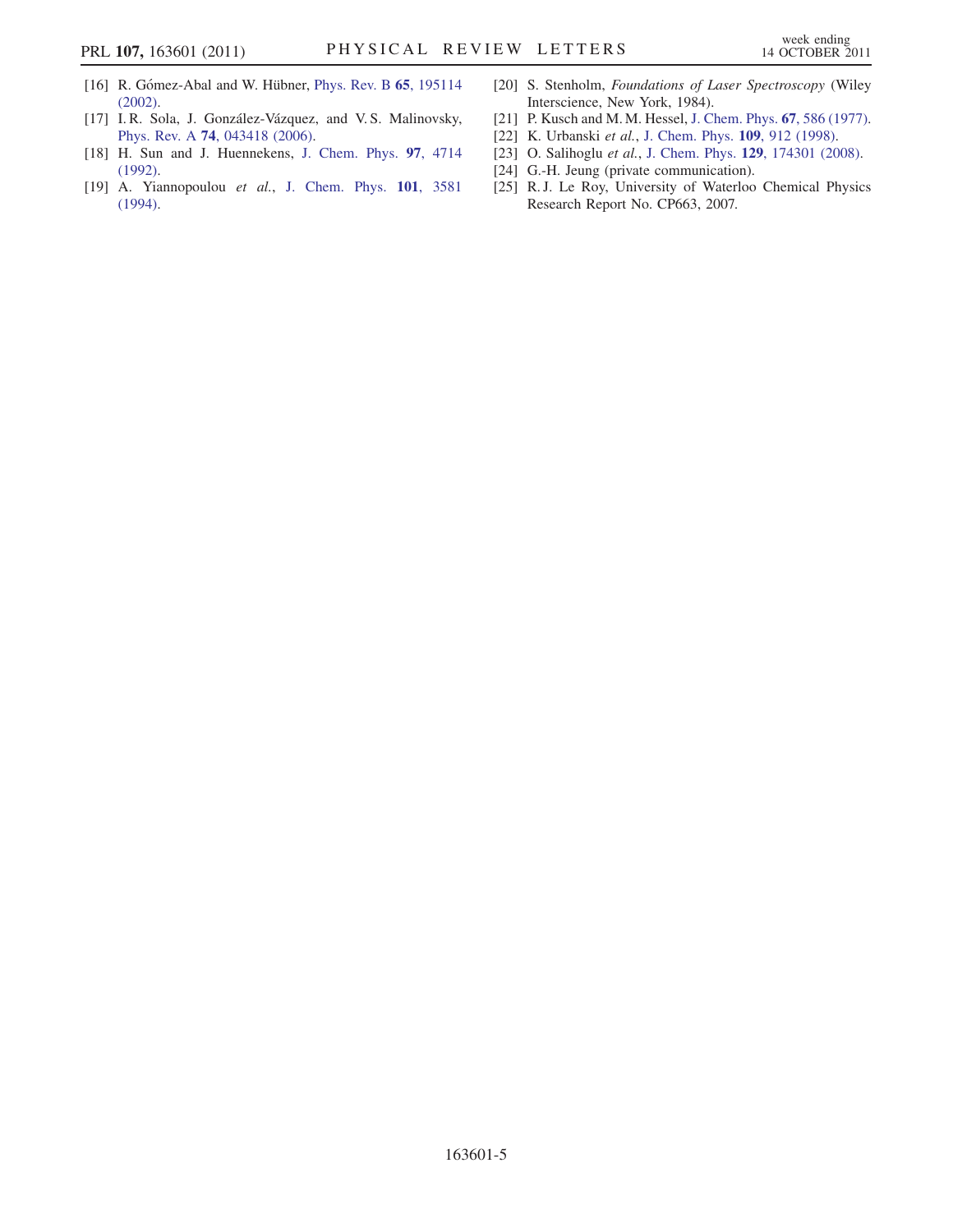[16] R. Gómez-Abal and W. Hübner, Phys. Rev. B **65**, 195114 (2002).

[17] I. R. Sola, J. González-Vázquez, and V. S. Malinovsky, Phys. Rev. A **74**, 043418 (2006).

[18] H. Sun and J. Huennekens, J. Chem. Phys. **97**, 4714 (1992).

[19] A. Yiannopoulou *et al.*, J. Chem. Phys. **101**, 3581 (1994).

[20] S. Stenholm, *Foundations of Laser Spectroscopy* (Wiley Interscience, New York, 1984).

[21] P. Kusch and M. M. Hessel, J. Chem. Phys. **67**, 586 (1977).

[22] K. Urbanski *et al.*, J. Chem. Phys. **109**, 912 (1998).

[23] O. Salihoglu *et al.*, J. Chem. Phys. **129**, 174301 (2008).

[24] G.-H. Jeung (private communication).

[25] R. J. Le Roy, University of Waterloo Chemical Physics Research Report No. CP663, 2007.